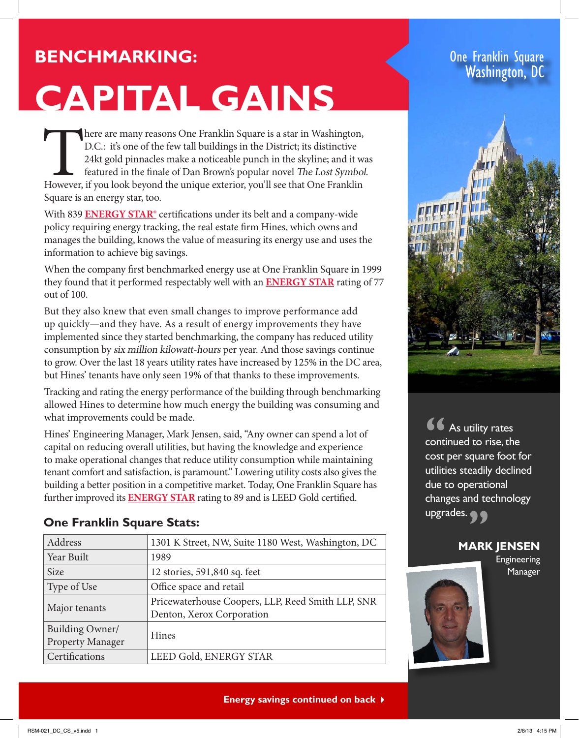# BENCHMARKING:

# CAPITAL GAINS

One Franklin Square
Washington, DC

There are many reasons One Franklin Square is a star in Washington, D.C.: it's one of the few tall buildings in the District; its distinctive 24kt gold pinnacles make a noticeable punch in the skyline; and it was featured in the finale of Dan Brown's popular novel *The Lost Symbol*. However, if you look beyond the unique exterior, you'll see that One Franklin Square is an energy star, too.

With 839 **ENERGY STAR®** certifications under its belt and a company-wide policy requiring energy tracking, the real estate firm Hines, which owns and manages the building, knows the value of measuring its energy use and uses the information to achieve big savings.

When the company first benchmarked energy use at One Franklin Square in 1999 they found that it performed respectably well with an **ENERGY STAR** rating of 77 out of 100.

But they also knew that even small changes to improve performance add up quickly—and they have. As a result of energy improvements they have implemented since they started benchmarking, the company has reduced utility consumption by *six million kilowatt-hours* per year. And those savings continue to grow. Over the last 18 years utility rates have increased by 125% in the DC area, but Hines' tenants have only seen 19% of that thanks to these improvements.

Tracking and rating the energy performance of the building through benchmarking allowed Hines to determine how much energy the building was consuming and what improvements could be made.

Hines' Engineering Manager, Mark Jensen, said, "Any owner can spend a lot of capital on reducing overall utilities, but having the knowledge and experience to make operational changes that reduce utility consumption while maintaining tenant comfort and satisfaction, is paramount." Lowering utility costs also gives the building a better position in a competitive market. Today, One Franklin Square has further improved its **ENERGY STAR** rating to 89 and is LEED Gold certified.

> "As utility rates continued to rise, the cost per square foot for utilities steadily declined due to operational changes and technology upgrades."
>
> **MARK JENSEN**
> Engineering Manager

## One Franklin Square Stats:

| | |
|---|---|
| Address | 1301 K Street, NW, Suite 1180 West, Washington, DC |
| Year Built | 1989 |
| Size | 12 stories, 591,840 sq. feet |
| Type of Use | Office space and retail |
| Major tenants | Pricewaterhouse Coopers, LLP, Reed Smith LLP, SNR Denton, Xerox Corporation |
| Building Owner/ Property Manager | Hines |
| Certifications | LEED Gold, ENERGY STAR |

**Energy savings continued on back ▸**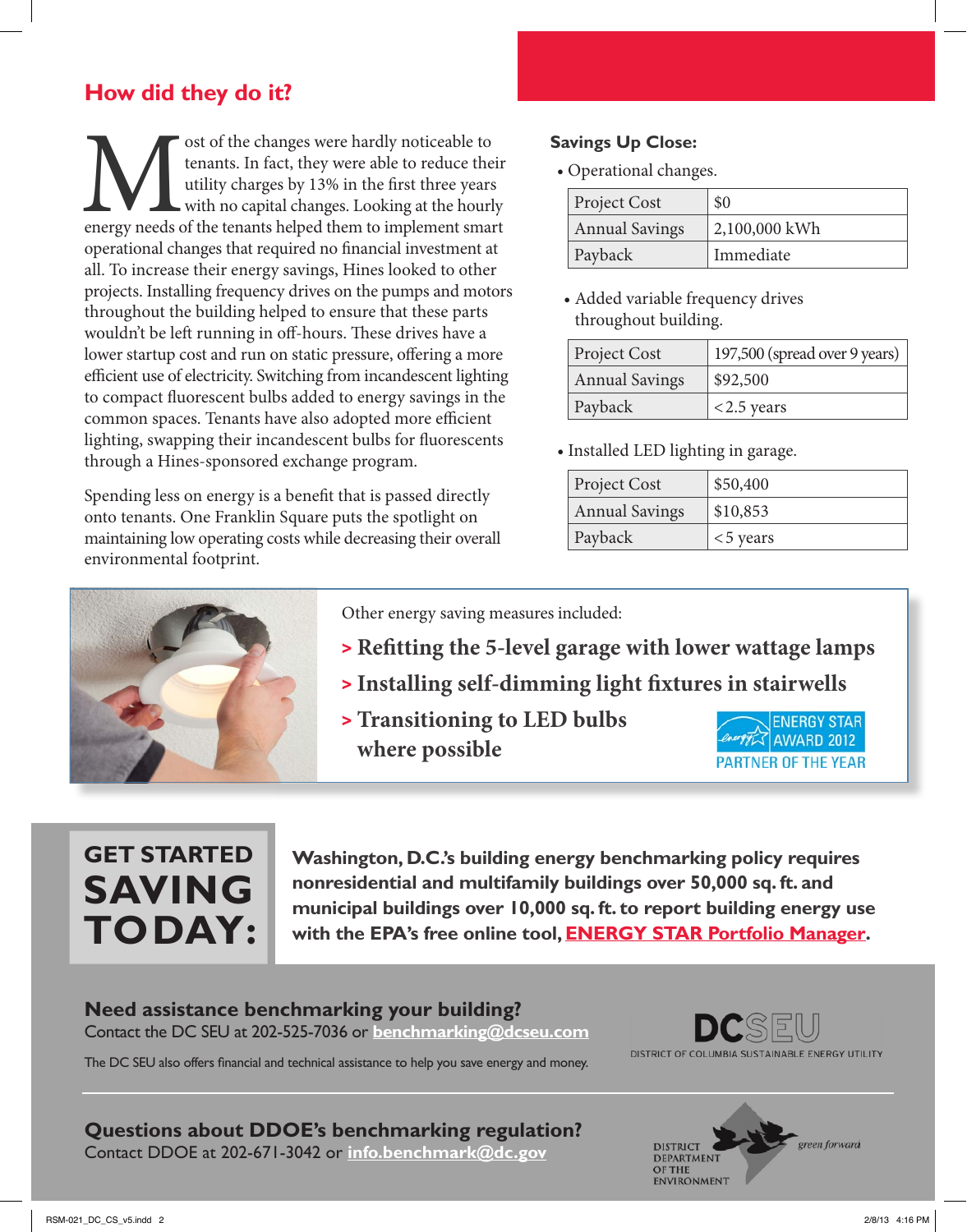## How did they do it?

Most of the changes were hardly noticeable to tenants. In fact, they were able to reduce their utility charges by 13% in the first three years with no capital changes. Looking at the hourly energy needs of the tenants helped them to implement smart operational changes that required no financial investment at all. To increase their energy savings, Hines looked to other projects. Installing frequency drives on the pumps and motors throughout the building helped to ensure that these parts wouldn't be left running in off-hours. These drives have a lower startup cost and run on static pressure, offering a more efficient use of electricity. Switching from incandescent lighting to compact fluorescent bulbs added to energy savings in the common spaces. Tenants have also adopted more efficient lighting, swapping their incandescent bulbs for fluorescents through a Hines-sponsored exchange program.

Spending less on energy is a benefit that is passed directly onto tenants. One Franklin Square puts the spotlight on maintaining low operating costs while decreasing their overall environmental footprint.

### Savings Up Close:

- Operational changes.

| | |
|---|---|
| Project Cost | $0 |
| Annual Savings | 2,100,000 kWh |
| Payback | Immediate |

- Added variable frequency drives throughout building.

| | |
|---|---|
| Project Cost | 197,500 (spread over 9 years) |
| Annual Savings | $92,500 |
| Payback | <2.5 years |

- Installed LED lighting in garage.

| | |
|---|---|
| Project Cost | $50,400 |
| Annual Savings | $10,853 |
| Payback | <5 years |

Other energy saving measures included:

> **Refitting the 5-level garage with lower wattage lamps**

> **Installing self-dimming light fixtures in stairwells**

> **Transitioning to LED bulbs where possible**

ENERGY STAR AWARD 2012 PARTNER OF THE YEAR

## GET STARTED SAVING TODAY:

**Washington, D.C.'s building energy benchmarking policy requires nonresidential and multifamily buildings over 50,000 sq. ft. and municipal buildings over 10,000 sq. ft. to report building energy use with the EPA's free online tool, ENERGY STAR Portfolio Manager.**

### Need assistance benchmarking your building?

Contact the DC SEU at 202-525-7036 or benchmarking@dcseu.com

The DC SEU also offers financial and technical assistance to help you save energy and money.

DCSEU DISTRICT OF COLUMBIA SUSTAINABLE ENERGY UTILITY

### Questions about DDOE's benchmarking regulation?

Contact DDOE at 202-671-3042 or info.benchmark@dc.gov

DISTRICT DEPARTMENT OF THE ENVIRONMENT green forward